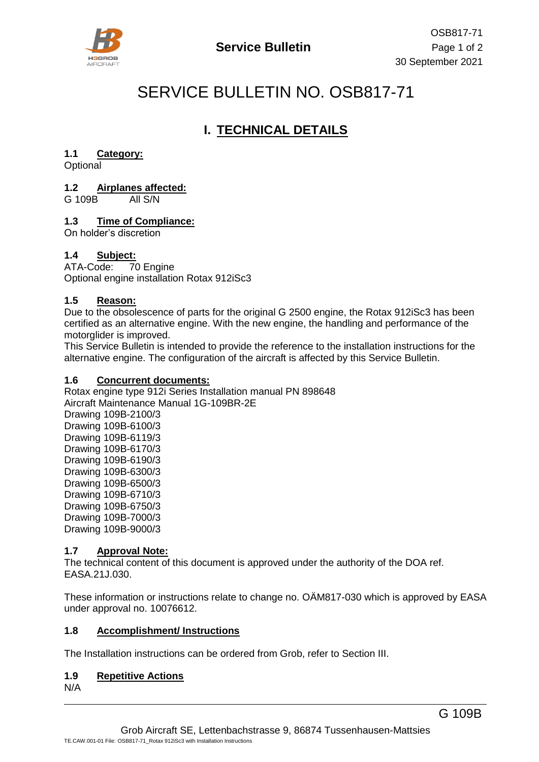# SERVICE BULLETIN NO. OSB817-71

## I. TECHNICAL DETAILS

### 1.1 Category:
Optional

### 1.2 Airplanes affected:
G 109B All S/N

### 1.3 Time of Compliance:
On holder's discretion

### 1.4 Subject:
ATA-Code: 70 Engine
Optional engine installation Rotax 912iSc3

### 1.5 Reason:
Due to the obsolescence of parts for the original G 2500 engine, the Rotax 912iSc3 has been certified as an alternative engine. With the new engine, the handling and performance of the motorglider is improved.
This Service Bulletin is intended to provide the reference to the installation instructions for the alternative engine. The configuration of the aircraft is affected by this Service Bulletin.

### 1.6 Concurrent documents:
Rotax engine type 912i Series Installation manual PN 898648
Aircraft Maintenance Manual 1G-109BR-2E
Drawing 109B-2100/3
Drawing 109B-6100/3
Drawing 109B-6119/3
Drawing 109B-6170/3
Drawing 109B-6190/3
Drawing 109B-6300/3
Drawing 109B-6500/3
Drawing 109B-6710/3
Drawing 109B-6750/3
Drawing 109B-7000/3
Drawing 109B-9000/3

### 1.7 Approval Note:
The technical content of this document is approved under the authority of the DOA ref. EASA.21J.030.

These information or instructions relate to change no. OÄM817-030 which is approved by EASA under approval no. 10076612.

### 1.8 Accomplishment/ Instructions

The Installation instructions can be ordered from Grob, refer to Section III.

### 1.9 Repetitive Actions
N/A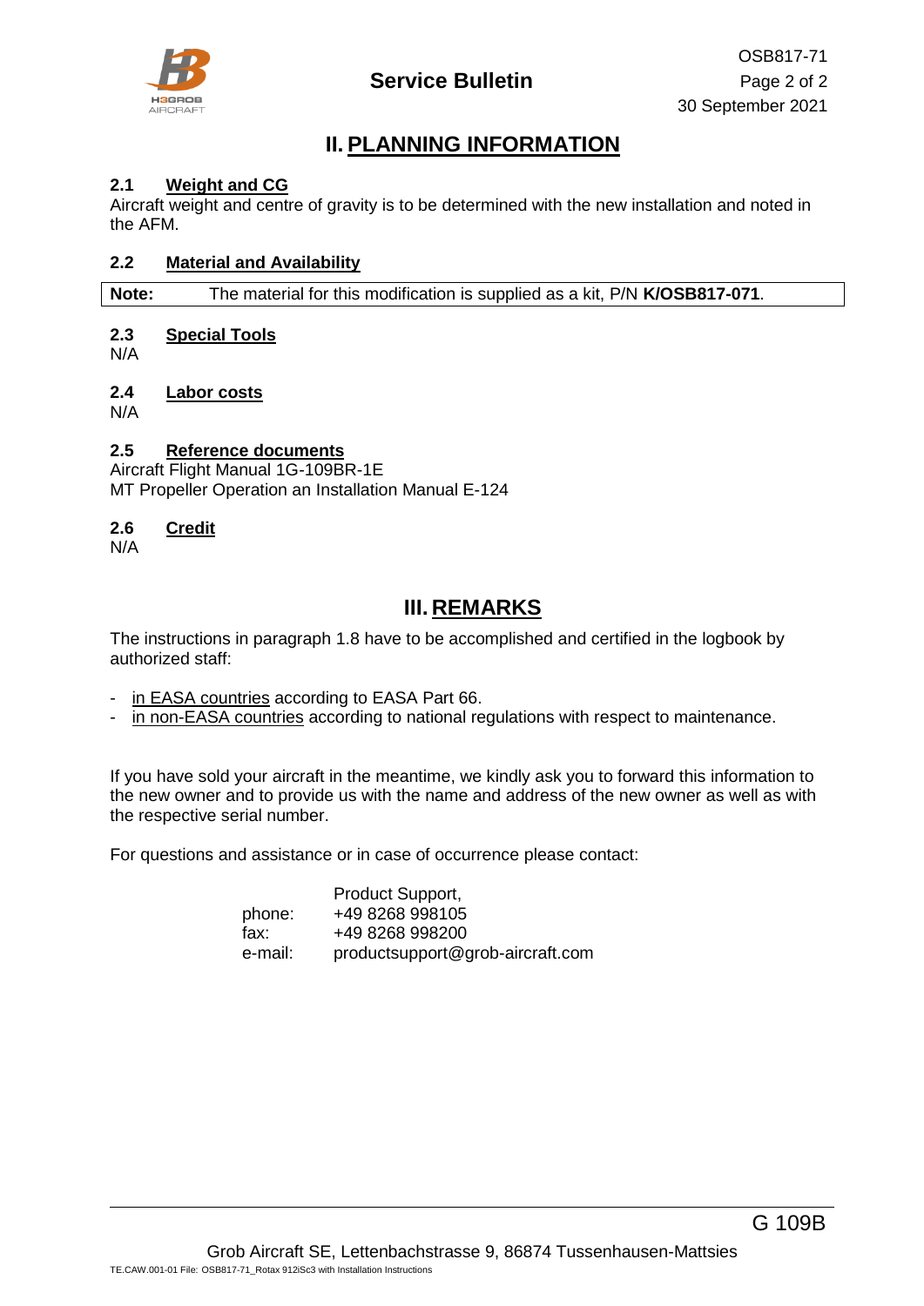# II. PLANNING INFORMATION

### 2.1 Weight and CG

Aircraft weight and centre of gravity is to be determined with the new installation and noted in the AFM.

### 2.2 Material and Availability

| | |
|---|---|
| **Note:** | The material for this modification is supplied as a kit, P/N **K/OSB817-071**. |

### 2.3 Special Tools

N/A

### 2.4 Labor costs

N/A

### 2.5 Reference documents

Aircraft Flight Manual 1G-109BR-1E
MT Propeller Operation an Installation Manual E-124

### 2.6 Credit

N/A

# III. REMARKS

The instructions in paragraph 1.8 have to be accomplished and certified in the logbook by authorized staff:

- in EASA countries according to EASA Part 66.
- in non-EASA countries according to national regulations with respect to maintenance.

If you have sold your aircraft in the meantime, we kindly ask you to forward this information to the new owner and to provide us with the name and address of the new owner as well as with the respective serial number.

For questions and assistance or in case of occurrence please contact:

| | |
|---|---|
| | Product Support, |
| phone: | +49 8268 998105 |
| fax: | +49 8268 998200 |
| e-mail: | productsupport@grob-aircraft.com |